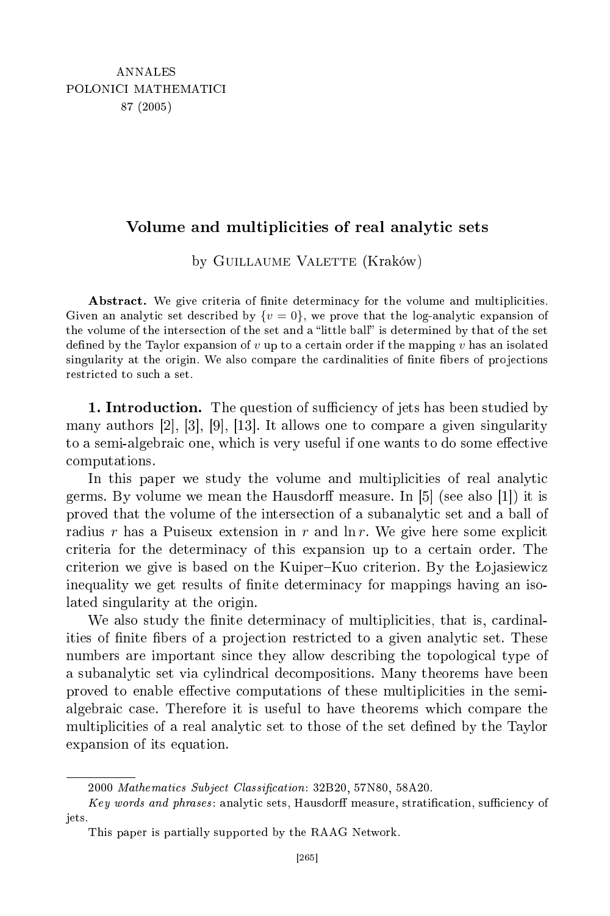# Volume and multiplicities of real analytic sets

by Guillaume Valette (Kraków)

**Abstract.** We give criteria of finite determinacy for the volume and multiplicities. Given an analytic set described by $\{v = 0\}$, we prove that the log-analytic expansion of the volume of the intersection of the set and a "little ball" is determined by that of the set defined by the Taylor expansion of $v$ up to a certain order if the mapping $v$ has an isolated singularity at the origin. We also compare the cardinalities of finite fibers of projections restricted to such a set.

**1. Introduction.** The question of sufficiency of jets has been studied by many authors [2], [3], [9], [13]. It allows one to compare a given singularity to a semi-algebraic one, which is very useful if one wants to do some effective computations.

In this paper we study the volume and multiplicities of real analytic germs. By volume we mean the Hausdorff measure. In [5] (see also [1]) it is proved that the volume of the intersection of a subanalytic set and a ball of radius $r$ has a Puiseux extension in $r$ and $\ln r$. We give here some explicit criteria for the determinacy of this expansion up to a certain order. The criterion we give is based on the Kuiper–Kuo criterion. By the Łojasiewicz inequality we get results of finite determinacy for mappings having an isolated singularity at the origin.

We also study the finite determinacy of multiplicities, that is, cardinalities of finite fibers of a projection restricted to a given analytic set. These numbers are important since they allow describing the topological type of a subanalytic set via cylindrical decompositions. Many theorems have been proved to enable effective computations of these multiplicities in the semi-algebraic case. Therefore it is useful to have theorems which compare the multiplicities of a real analytic set to those of the set defined by the Taylor expansion of its equation.

---

2000 *Mathematics Subject Classification*: 32B20, 57N80, 58A20.

*Key words and phrases*: analytic sets, Hausdorff measure, stratification, sufficiency of jets.

This paper is partially supported by the RAAG Network.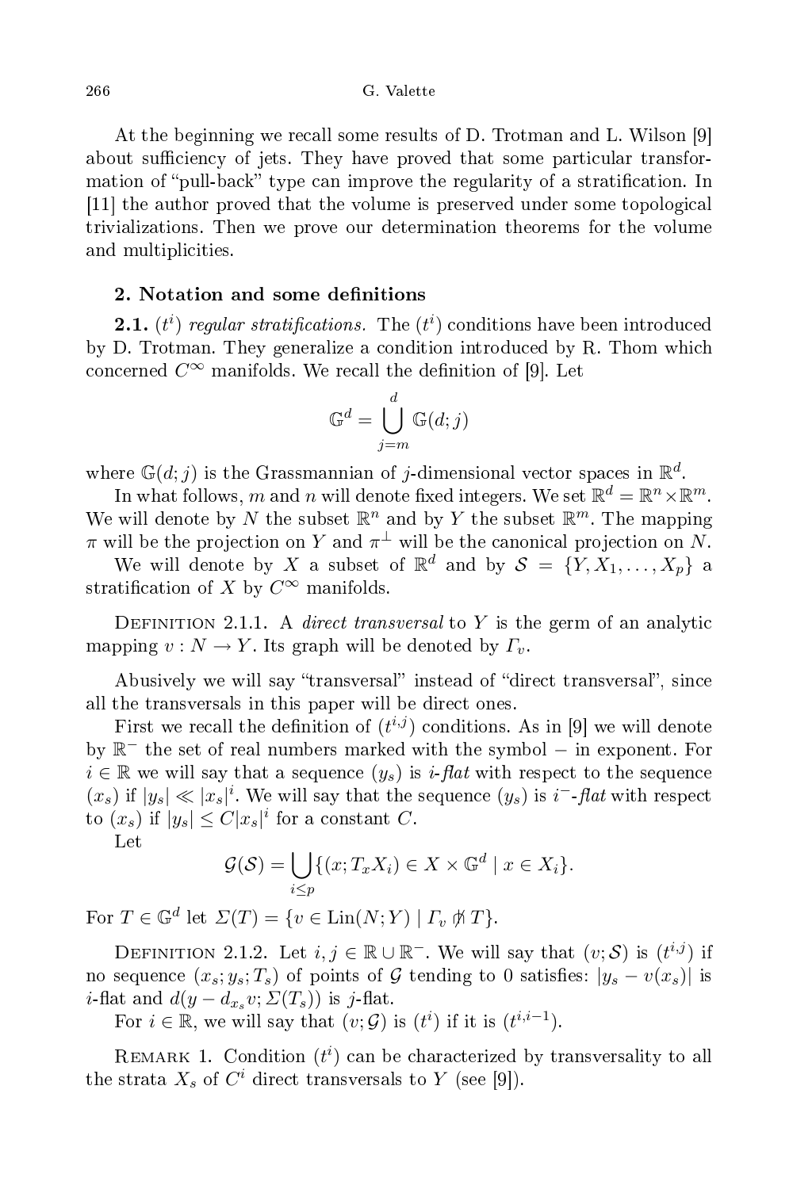At the beginning we recall some results of D. Trotman and L. Wilson [9] about sufficiency of jets. They have proved that some particular transformation of "pull-back" type can improve the regularity of a stratification. In [11] the author proved that the volume is preserved under some topological trivializations. Then we prove our determination theorems for the volume and multiplicities.

## 2. Notation and some definitions

**2.1.** *$(t^i)$ regular stratifications.* The $(t^i)$ conditions have been introduced by D. Trotman. They generalize a condition introduced by R. Thom which concerned $C^\infty$ manifolds. We recall the definition of [9]. Let

$$\mathbb{G}^d = \bigcup_{j=m}^{d} \mathbb{G}(d;j)$$

where $\mathbb{G}(d;j)$ is the Grassmannian of $j$-dimensional vector spaces in $\mathbb{R}^d$.

In what follows, $m$ and $n$ will denote fixed integers. We set $\mathbb{R}^d = \mathbb{R}^n \times \mathbb{R}^m$. We will denote by $N$ the subset $\mathbb{R}^n$ and by $Y$ the subset $\mathbb{R}^m$. The mapping $\pi$ will be the projection on $Y$ and $\pi^\perp$ will be the canonical projection on $N$.

We will denote by $X$ a subset of $\mathbb{R}^d$ and by $\mathcal{S} = \{Y, X_1, \ldots, X_p\}$ a stratification of $X$ by $C^\infty$ manifolds.

Definition 2.1.1. A *direct transversal* to $Y$ is the germ of an analytic mapping $v : N \to Y$. Its graph will be denoted by $\Gamma_v$.

Abusively we will say "transversal" instead of "direct transversal", since all the transversals in this paper will be direct ones.

First we recall the definition of $(t^{i,j})$ conditions. As in [9] we will denote by $\mathbb{R}^-$ the set of real numbers marked with the symbol $-$ in exponent. For $i \in \mathbb{R}$ we will say that a sequence $(y_s)$ is *$i$-flat* with respect to the sequence $(x_s)$ if $|y_s| \ll |x_s|^i$. We will say that the sequence $(y_s)$ is *$i^-$-flat* with respect to $(x_s)$ if $|y_s| \le C|x_s|^i$ for a constant $C$.

Let

$$\mathcal{G}(\mathcal{S}) = \bigcup_{i \le p} \{(x; T_x X_i) \in X \times \mathbb{G}^d \mid x \in X_i\}.$$

For $T \in \mathbb{G}^d$ let $\Sigma(T) = \{v \in \mathrm{Lin}(N;Y) \mid \Gamma_v \not\pitchfork T\}$.

Definition 2.1.2. Let $i, j \in \mathbb{R} \cup \mathbb{R}^-$. We will say that $(v;\mathcal{S})$ is $(t^{i,j})$ if no sequence $(x_s; y_s; T_s)$ of points of $\mathcal{G}$ tending to 0 satisfies: $|y_s - v(x_s)|$ is $i$-flat and $d(y - d_{x_s}v; \Sigma(T_s))$ is $j$-flat.

For $i \in \mathbb{R}$, we will say that $(v;\mathcal{G})$ is $(t^i)$ if it is $(t^{i,i-1})$.

Remark 1. Condition $(t^i)$ can be characterized by transversality to all the strata $X_s$ of $C^i$ direct transversals to $Y$ (see [9]).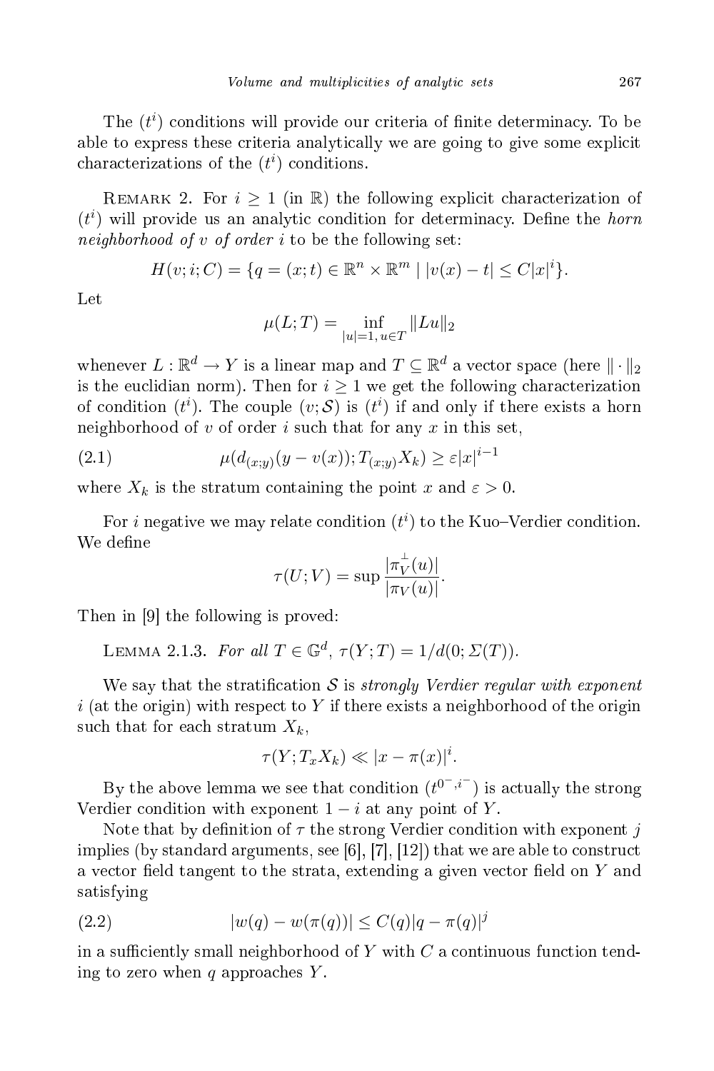The $(t^i)$ conditions will provide our criteria of finite determinacy. To be able to express these criteria analytically we are going to give some explicit characterizations of the $(t^i)$ conditions.

Remark 2. For $i \geq 1$ (in $\mathbb{R}$) the following explicit characterization of $(t^i)$ will provide us an analytic condition for determinacy. Define the *horn neighborhood of $v$ of order $i$* to be the following set:

$$H(v; i; C) = \{q = (x; t) \in \mathbb{R}^n \times \mathbb{R}^m \mid |v(x) - t| \leq C|x|^i\}.$$

Let

$$\mu(L; T) = \inf_{|u|=1,\, u \in T} \|Lu\|_2$$

whenever $L : \mathbb{R}^d \to Y$ is a linear map and $T \subseteq \mathbb{R}^d$ a vector space (here $\|\cdot\|_2$ is the euclidian norm). Then for $i \geq 1$ we get the following characterization of condition $(t^i)$. The couple $(v; \mathcal{S})$ is $(t^i)$ if and only if there exists a horn neighborhood of $v$ of order $i$ such that for any $x$ in this set,

$$\mu(d_{(x;y)}(y - v(x)); T_{(x;y)}X_k) \geq \varepsilon |x|^{i-1} \tag{2.1}$$

where $X_k$ is the stratum containing the point $x$ and $\varepsilon > 0$.

For $i$ negative we may relate condition $(t^i)$ to the Kuo–Verdier condition. We define

$$\tau(U; V) = \sup \frac{|\pi_V^{\perp}(u)|}{|\pi_V(u)|}.$$

Then in [9] the following is proved:

Lemma 2.1.3. *For all $T \in \mathbb{G}^d$, $\tau(Y; T) = 1/d(0; \Sigma(T))$.*

We say that the stratification $\mathcal{S}$ is *strongly Verdier regular with exponent $i$* (at the origin) with respect to $Y$ if there exists a neighborhood of the origin such that for each stratum $X_k$,

$$\tau(Y; T_x X_k) \ll |x - \pi(x)|^i.$$

By the above lemma we see that condition $(t^{0^-, i^-})$ is actually the strong Verdier condition with exponent $1 - i$ at any point of $Y$.

Note that by definition of $\tau$ the strong Verdier condition with exponent $j$ implies (by standard arguments, see [6], [7], [12]) that we are able to construct a vector field tangent to the strata, extending a given vector field on $Y$ and satisfying

$$|w(q) - w(\pi(q))| \leq C(q)|q - \pi(q)|^j \tag{2.2}$$

in a sufficiently small neighborhood of $Y$ with $C$ a continuous function tending to zero when $q$ approaches $Y$.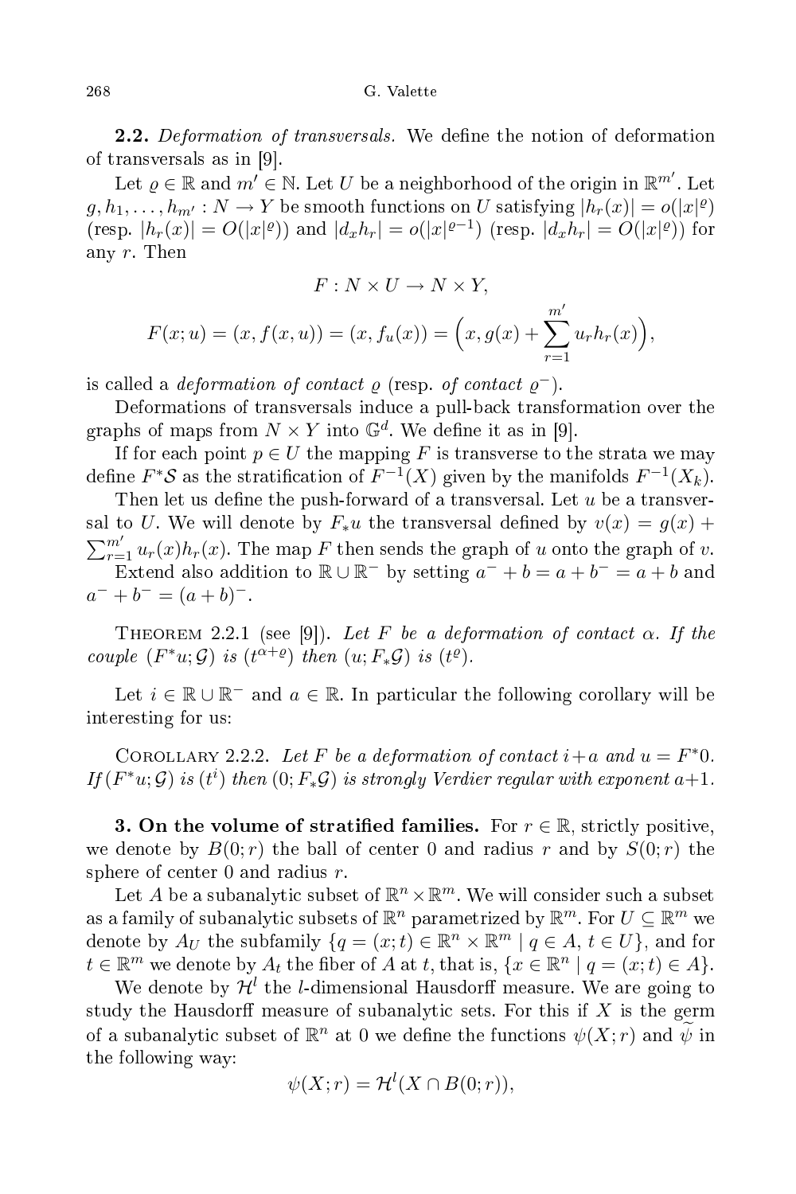**2.2.** *Deformation of transversals.* We define the notion of deformation of transversals as in [9].

Let $\varrho \in \mathbb{R}$ and $m' \in \mathbb{N}$. Let $U$ be a neighborhood of the origin in $\mathbb{R}^{m'}$. Let $g, h_1, \ldots, h_{m'} : N \to Y$ be smooth functions on $U$ satisfying $|h_r(x)| = o(|x|^{\varrho})$ (resp. $|h_r(x)| = O(|x|^{\varrho})$) and $|d_x h_r| = o(|x|^{\varrho-1})$ (resp. $|d_x h_r| = O(|x|^{\varrho})$) for any $r$. Then

$$F : N \times U \to N \times Y,$$

$$F(x; u) = (x, f(x, u)) = (x, f_u(x)) = \Big(x, g(x) + \sum_{r=1}^{m'} u_r h_r(x)\Big),$$

is called a *deformation of contact* $\varrho$ (resp. *of contact* $\varrho^-$).

Deformations of transversals induce a pull-back transformation over the graphs of maps from $N \times Y$ into $\mathbb{G}^d$. We define it as in [9].

If for each point $p \in U$ the mapping $F$ is transverse to the strata we may define $F^*\mathcal{S}$ as the stratification of $F^{-1}(X)$ given by the manifolds $F^{-1}(X_k)$.

Then let us define the push-forward of a transversal. Let $u$ be a transversal to $U$. We will denote by $F_* u$ the transversal defined by $v(x) = g(x) + \sum_{r=1}^{m'} u_r(x) h_r(x)$. The map $F$ then sends the graph of $u$ onto the graph of $v$.

Extend also addition to $\mathbb{R} \cup \mathbb{R}^-$ by setting $a^- + b = a + b^- = a + b$ and $a^- + b^- = (a + b)^-$.

Theorem 2.2.1 (see [9]). *Let $F$ be a deformation of contact $\alpha$. If the couple $(F^*u; \mathcal{G})$ is $(t^{\alpha+\varrho})$ then $(u; F_*\mathcal{G})$ is $(t^{\varrho})$.*

Let $i \in \mathbb{R} \cup \mathbb{R}^-$ and $a \in \mathbb{R}$. In particular the following corollary will be interesting for us:

Corollary 2.2.2. *Let $F$ be a deformation of contact $i+a$ and $u = F^*0$. If $(F^*u; \mathcal{G})$ is $(t^i)$ then $(0; F_*\mathcal{G})$ is strongly Verdier regular with exponent $a+1$.*

**3. On the volume of stratified families.** For $r \in \mathbb{R}$, strictly positive, we denote by $B(0; r)$ the ball of center 0 and radius $r$ and by $S(0; r)$ the sphere of center 0 and radius $r$.

Let $A$ be a subanalytic subset of $\mathbb{R}^n \times \mathbb{R}^m$. We will consider such a subset as a family of subanalytic subsets of $\mathbb{R}^n$ parametrized by $\mathbb{R}^m$. For $U \subseteq \mathbb{R}^m$ we denote by $A_U$ the subfamily $\{q = (x; t) \in \mathbb{R}^n \times \mathbb{R}^m \mid q \in A,\ t \in U\}$, and for $t \in \mathbb{R}^m$ we denote by $A_t$ the fiber of $A$ at $t$, that is, $\{x \in \mathbb{R}^n \mid q = (x; t) \in A\}$.

We denote by $\mathcal{H}^l$ the $l$-dimensional Hausdorff measure. We are going to study the Hausdorff measure of subanalytic sets. For this if $X$ is the germ of a subanalytic subset of $\mathbb{R}^n$ at 0 we define the functions $\psi(X; r)$ and $\widetilde{\psi}$ in the following way:

$$\psi(X; r) = \mathcal{H}^l(X \cap B(0; r)),$$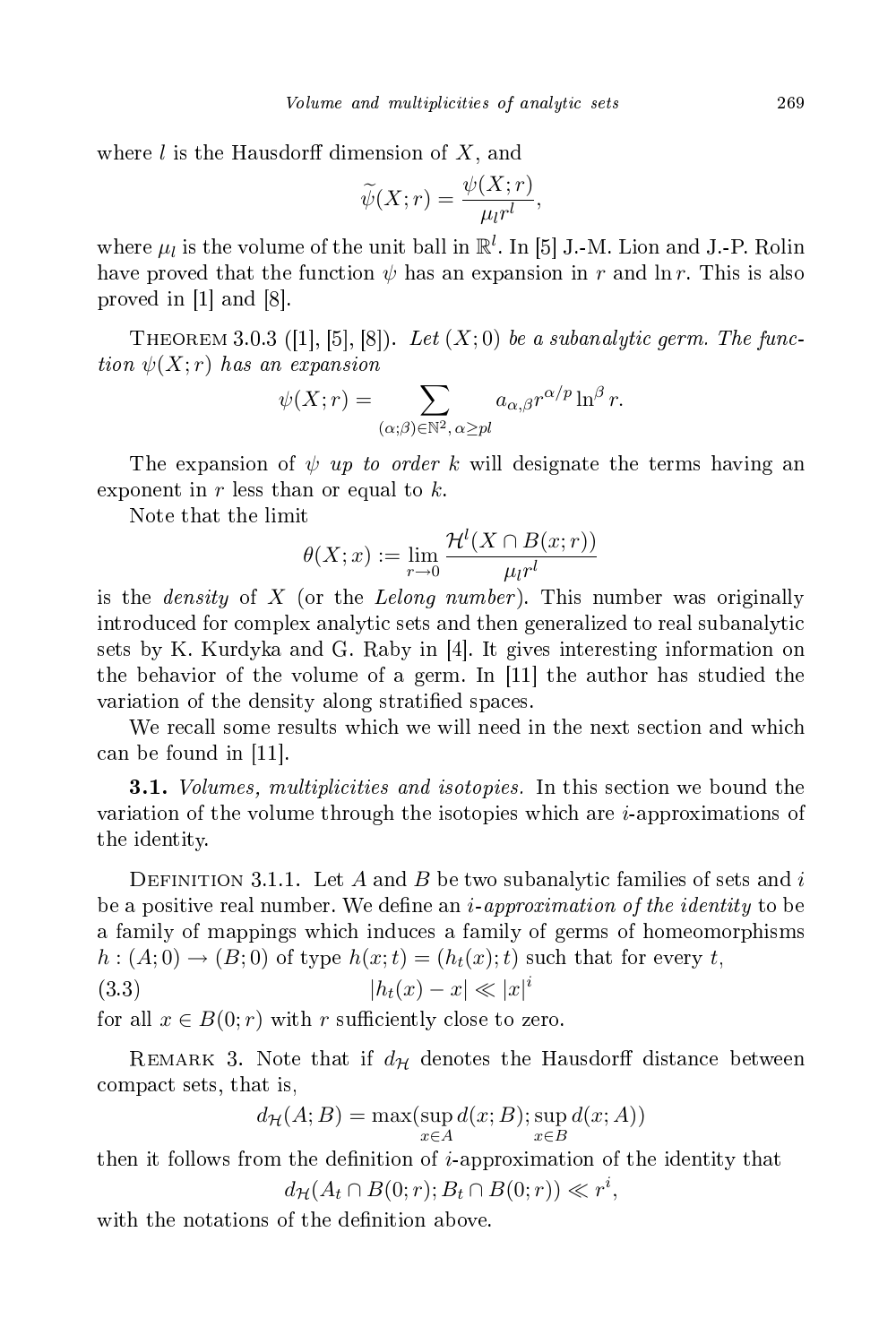where $l$ is the Hausdorff dimension of $X$, and

$$\widetilde{\psi}(X;r) = \frac{\psi(X;r)}{\mu_l r^l},$$

where $\mu_l$ is the volume of the unit ball in $\mathbb{R}^l$. In [5] J.-M. Lion and J.-P. Rolin have proved that the function $\psi$ has an expansion in $r$ and $\ln r$. This is also proved in [1] and [8].

THEOREM 3.0.3 ([1], [5], [8]). *Let $(X;0)$ be a subanalytic germ. The function $\psi(X;r)$ has an expansion*

$$\psi(X;r) = \sum_{(\alpha;\beta)\in\mathbb{N}^2,\, \alpha\geq pl} a_{\alpha,\beta} r^{\alpha/p} \ln^\beta r.$$

The expansion of $\psi$ *up to order $k$* will designate the terms having an exponent in $r$ less than or equal to $k$.

Note that the limit

$$\theta(X;x) := \lim_{r\to 0} \frac{\mathcal{H}^l(X\cap B(x;r))}{\mu_l r^l}$$

is the *density* of $X$ (or the *Lelong number*). This number was originally introduced for complex analytic sets and then generalized to real subanalytic sets by K. Kurdyka and G. Raby in [4]. It gives interesting information on the behavior of the volume of a germ. In [11] the author has studied the variation of the density along stratified spaces.

We recall some results which we will need in the next section and which can be found in [11].

**3.1.** *Volumes, multiplicities and isotopies.* In this section we bound the variation of the volume through the isotopies which are $i$-approximations of the identity.

DEFINITION 3.1.1. Let $A$ and $B$ be two subanalytic families of sets and $i$ be a positive real number. We define an *$i$-approximation of the identity* to be a family of mappings which induces a family of germs of homeomorphisms $h : (A;0) \to (B;0)$ of type $h(x;t) = (h_t(x);t)$ such that for every $t$,

$$|h_t(x) - x| \ll |x|^i \tag{3.3}$$

for all $x \in B(0;r)$ with $r$ sufficiently close to zero.

REMARK 3. Note that if $d_{\mathcal{H}}$ denotes the Hausdorff distance between compact sets, that is,

$$d_{\mathcal{H}}(A;B) = \max(\sup_{x\in A} d(x;B); \sup_{x\in B} d(x;A))$$

then it follows from the definition of $i$-approximation of the identity that

$$d_{\mathcal{H}}(A_t \cap B(0;r); B_t \cap B(0;r)) \ll r^i,$$

with the notations of the definition above.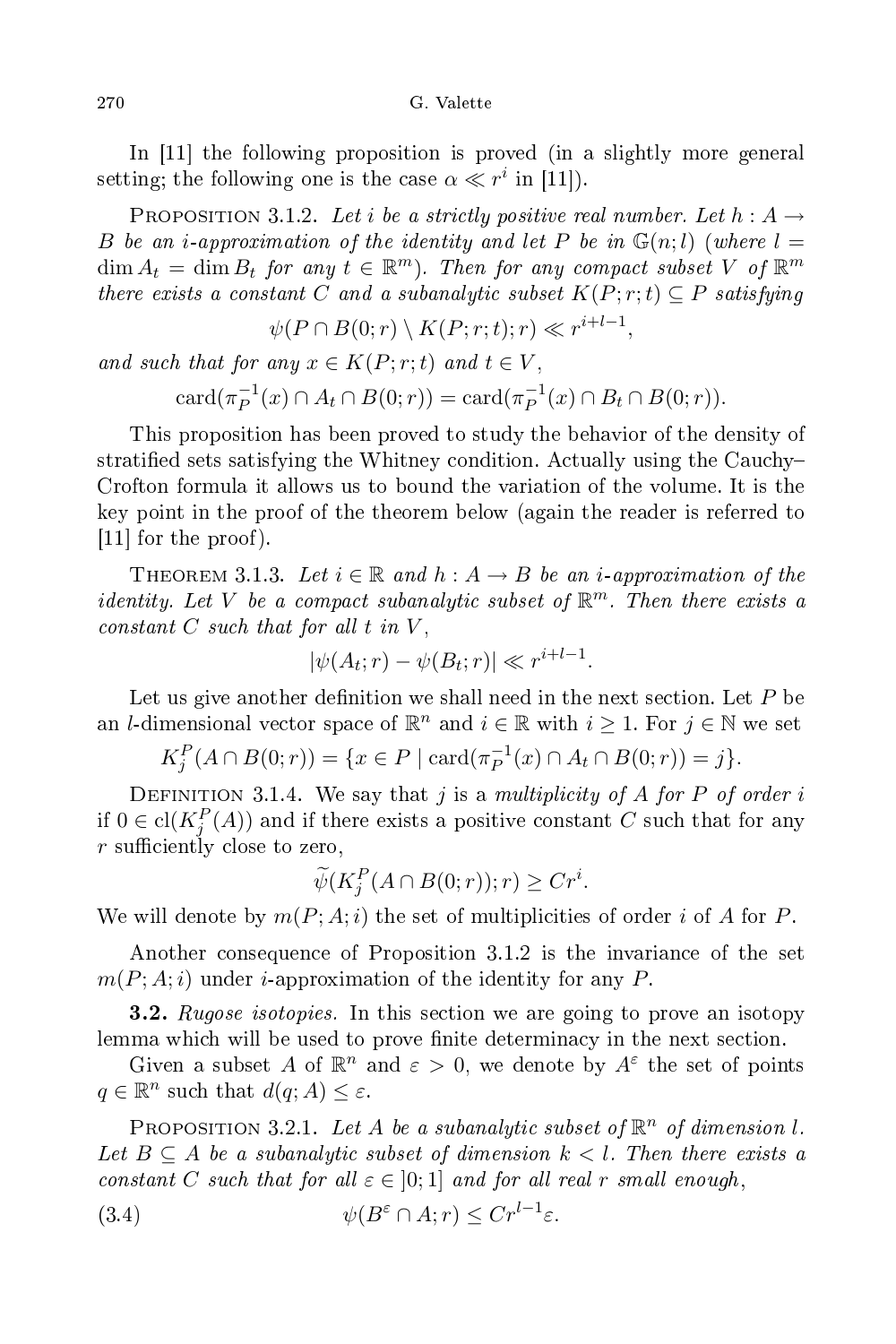In [11] the following proposition is proved (in a slightly more general setting; the following one is the case $\alpha \ll r^i$ in [11]).

Proposition 3.1.2. *Let $i$ be a strictly positive real number. Let $h : A \to B$ be an $i$-approximation of the identity and let $P$ be in $\mathbb{G}(n;l)$ (where $l = \dim A_t = \dim B_t$ for any $t \in \mathbb{R}^m$). Then for any compact subset $V$ of $\mathbb{R}^m$ there exists a constant $C$ and a subanalytic subset $K(P;r;t) \subseteq P$ satisfying*

$$\psi(P \cap B(0;r) \setminus K(P;r;t); r) \ll r^{i+l-1},$$

*and such that for any $x \in K(P;r;t)$ and $t \in V$,*

$$\operatorname{card}(\pi_P^{-1}(x) \cap A_t \cap B(0;r)) = \operatorname{card}(\pi_P^{-1}(x) \cap B_t \cap B(0;r)).$$

This proposition has been proved to study the behavior of the density of stratified sets satisfying the Whitney condition. Actually using the Cauchy–Crofton formula it allows us to bound the variation of the volume. It is the key point in the proof of the theorem below (again the reader is referred to [11] for the proof).

Theorem 3.1.3. *Let $i \in \mathbb{R}$ and $h : A \to B$ be an $i$-approximation of the identity. Let $V$ be a compact subanalytic subset of $\mathbb{R}^m$. Then there exists a constant $C$ such that for all $t$ in $V$,*

$$|\psi(A_t;r) - \psi(B_t;r)| \ll r^{i+l-1}.$$

Let us give another definition we shall need in the next section. Let $P$ be an $l$-dimensional vector space of $\mathbb{R}^n$ and $i \in \mathbb{R}$ with $i \geq 1$. For $j \in \mathbb{N}$ we set

$$K_j^P(A \cap B(0;r)) = \{x \in P \mid \operatorname{card}(\pi_P^{-1}(x) \cap A_t \cap B(0;r)) = j\}.$$

Definition 3.1.4. We say that $j$ is a *multiplicity of $A$ for $P$ of order $i$* if $0 \in \operatorname{cl}(K_j^P(A))$ and if there exists a positive constant $C$ such that for any $r$ sufficiently close to zero,

$$\widetilde{\psi}(K_j^P(A \cap B(0;r)); r) \geq Cr^i.$$

We will denote by $m(P;A;i)$ the set of multiplicities of order $i$ of $A$ for $P$.

Another consequence of Proposition 3.1.2 is the invariance of the set $m(P;A;i)$ under $i$-approximation of the identity for any $P$.

**3.2.** *Rugose isotopies.* In this section we are going to prove an isotopy lemma which will be used to prove finite determinacy in the next section.

Given a subset $A$ of $\mathbb{R}^n$ and $\varepsilon > 0$, we denote by $A^\varepsilon$ the set of points $q \in \mathbb{R}^n$ such that $d(q;A) \leq \varepsilon$.

Proposition 3.2.1. *Let $A$ be a subanalytic subset of $\mathbb{R}^n$ of dimension $l$. Let $B \subseteq A$ be a subanalytic subset of dimension $k < l$. Then there exists a constant $C$ such that for all $\varepsilon \in ]0;1]$ and for all real $r$ small enough,*

$$\psi(B^\varepsilon \cap A; r) \leq Cr^{l-1}\varepsilon. \tag{3.4}$$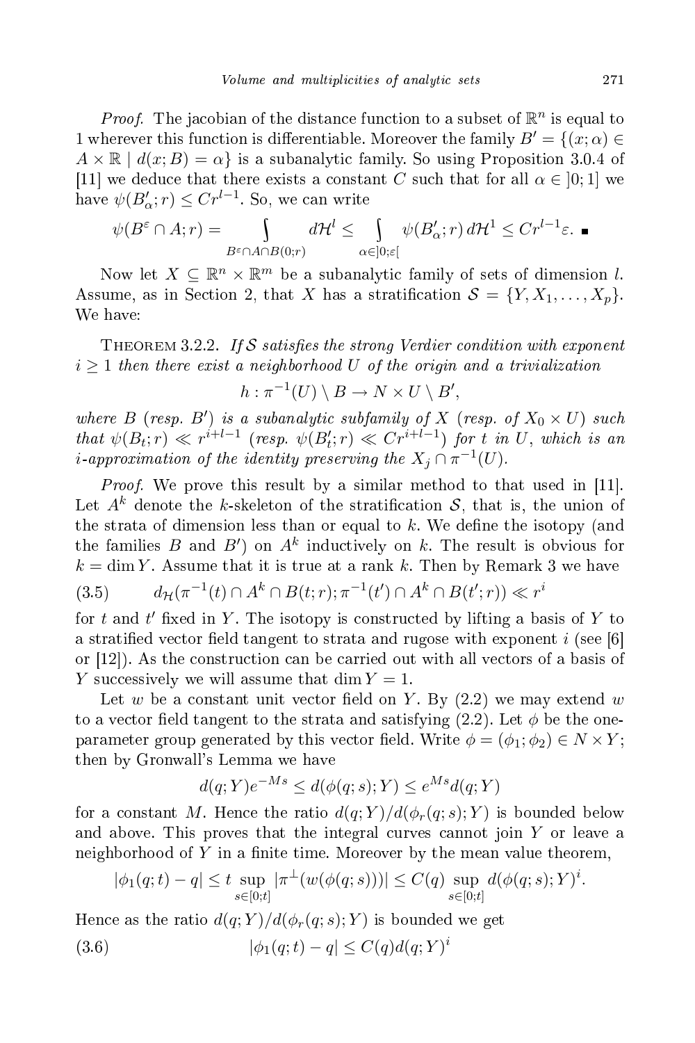*Proof.* The jacobian of the distance function to a subset of $\mathbb{R}^n$ is equal to 1 wherever this function is differentiable. Moreover the family $B' = \{(x;\alpha) \in A \times \mathbb{R} \mid d(x;B) = \alpha\}$ is a subanalytic family. So using Proposition 3.0.4 of [11] we deduce that there exists a constant $C$ such that for all $\alpha \in ]0;1]$ we have $\psi(B'_\alpha;r) \le Cr^{l-1}$. So, we can write

$$\psi(B^\varepsilon \cap A;r) = \int\limits_{B^\varepsilon \cap A \cap B(0;r)} d\mathcal{H}^l \le \int\limits_{\alpha \in ]0;\varepsilon[} \psi(B'_\alpha;r)\, d\mathcal{H}^1 \le Cr^{l-1}\varepsilon. \ \blacksquare$$

Now let $X \subseteq \mathbb{R}^n \times \mathbb{R}^m$ be a subanalytic family of sets of dimension $l$. Assume, as in Section 2, that $X$ has a stratification $\mathcal{S} = \{Y, X_1, \ldots, X_p\}$. We have:

THEOREM 3.2.2. *If $\mathcal{S}$ satisfies the strong Verdier condition with exponent $i \ge 1$ then there exist a neighborhood $U$ of the origin and a trivialization*

$$h : \pi^{-1}(U) \setminus B \to N \times U \setminus B',$$

*where $B$ (resp. $B'$) is a subanalytic subfamily of $X$ (resp. of $X_0 \times U$) such that $\psi(B_t;r) \ll r^{i+l-1}$ (resp. $\psi(B'_t;r) \ll Cr^{i+l-1}$) for $t$ in $U$, which is an $i$-approximation of the identity preserving the $X_j \cap \pi^{-1}(U)$.*

*Proof.* We prove this result by a similar method to that used in [11]. Let $A^k$ denote the $k$-skeleton of the stratification $\mathcal{S}$, that is, the union of the strata of dimension less than or equal to $k$. We define the isotopy (and the families $B$ and $B'$) on $A^k$ inductively on $k$. The result is obvious for $k = \dim Y$. Assume that it is true at a rank $k$. Then by Remark 3 we have

$$d_{\mathcal{H}}(\pi^{-1}(t) \cap A^k \cap B(t;r); \pi^{-1}(t') \cap A^k \cap B(t';r)) \ll r^i \tag{3.5}$$

for $t$ and $t'$ fixed in $Y$. The isotopy is constructed by lifting a basis of $Y$ to a stratified vector field tangent to strata and rugose with exponent $i$ (see [6] or [12]). As the construction can be carried out with all vectors of a basis of $Y$ successively we will assume that $\dim Y = 1$.

Let $w$ be a constant unit vector field on $Y$. By (2.2) we may extend $w$ to a vector field tangent to the strata and satisfying (2.2). Let $\phi$ be the one-parameter group generated by this vector field. Write $\phi = (\phi_1;\phi_2) \in N \times Y$; then by Gronwall's Lemma we have

$$d(q;Y)e^{-Ms} \le d(\phi(q;s);Y) \le e^{Ms} d(q;Y)$$

for a constant $M$. Hence the ratio $d(q;Y)/d(\phi_r(q;s);Y)$ is bounded below and above. This proves that the integral curves cannot join $Y$ or leave a neighborhood of $Y$ in a finite time. Moreover by the mean value theorem,

$$|\phi_1(q;t) - q| \le t \sup_{s\in[0;t]} |\pi^\perp(w(\phi(q;s)))| \le C(q) \sup_{s\in[0;t]} d(\phi(q;s);Y)^i.$$

Hence as the ratio $d(q;Y)/d(\phi_r(q;s);Y)$ is bounded we get

$$|\phi_1(q;t) - q| \le C(q) d(q;Y)^i \tag{3.6}$$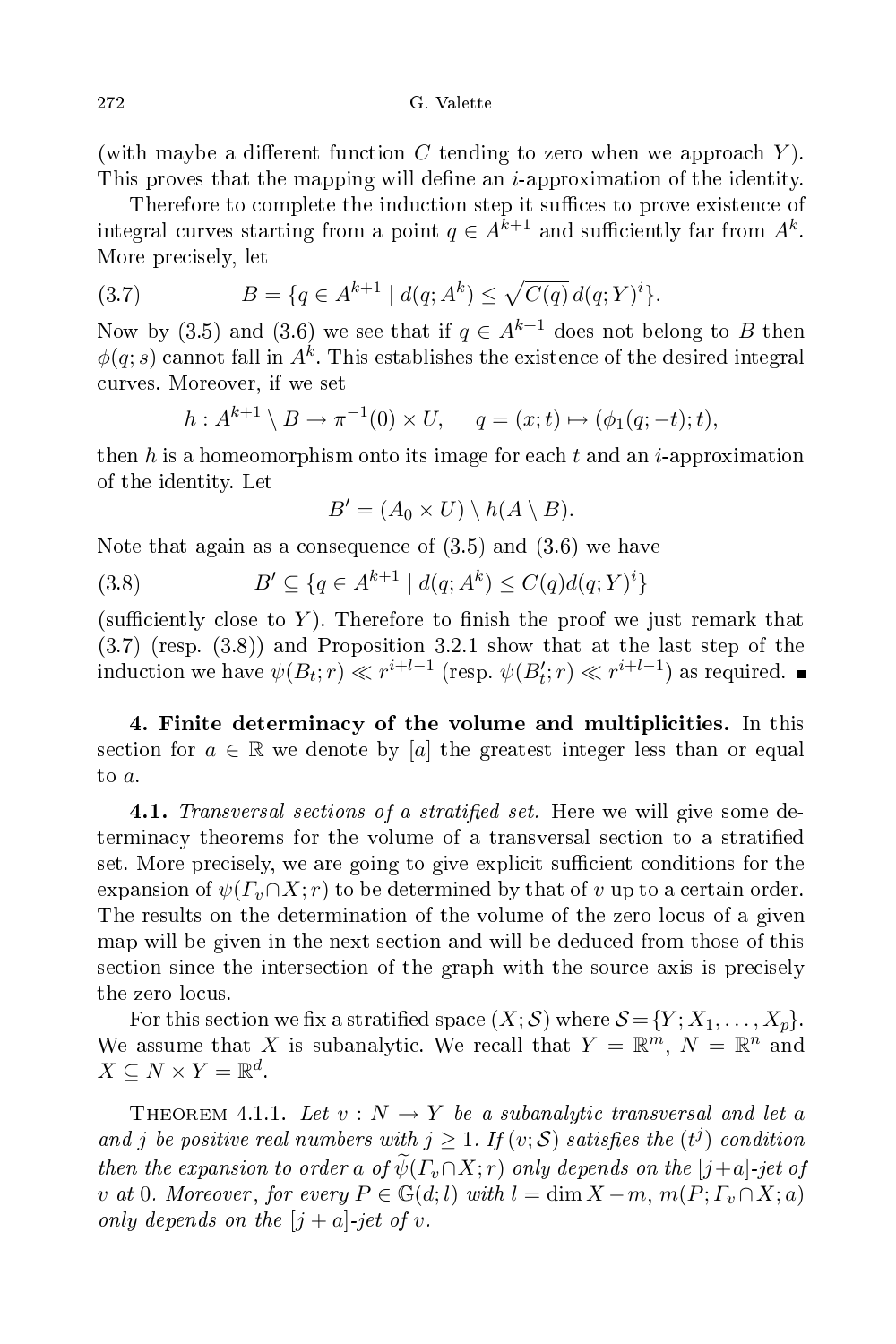(with maybe a different function $C$ tending to zero when we approach $Y$). This proves that the mapping will define an $i$-approximation of the identity.

Therefore to complete the induction step it suffices to prove existence of integral curves starting from a point $q \in A^{k+1}$ and sufficiently far from $A^k$. More precisely, let

$$B = \{q \in A^{k+1} \mid d(q; A^k) \le \sqrt{C(q)}\, d(q; Y)^i\}. \tag{3.7}$$

Now by (3.5) and (3.6) we see that if $q \in A^{k+1}$ does not belong to $B$ then $\phi(q; s)$ cannot fall in $A^k$. This establishes the existence of the desired integral curves. Moreover, if we set

$$h : A^{k+1} \setminus B \to \pi^{-1}(0) \times U, \qquad q = (x; t) \mapsto (\phi_1(q; -t); t),$$

then $h$ is a homeomorphism onto its image for each $t$ and an $i$-approximation of the identity. Let

$$B' = (A_0 \times U) \setminus h(A \setminus B).$$

Note that again as a consequence of (3.5) and (3.6) we have

$$B' \subseteq \{q \in A^{k+1} \mid d(q; A^k) \le C(q) d(q; Y)^i\} \tag{3.8}$$

(sufficiently close to $Y$). Therefore to finish the proof we just remark that (3.7) (resp. (3.8)) and Proposition 3.2.1 show that at the last step of the induction we have $\psi(B_t; r) \ll r^{i+l-1}$ (resp. $\psi(B'_t; r) \ll r^{i+l-1}$) as required. ∎

**4. Finite determinacy of the volume and multiplicities.** In this section for $a \in \mathbb{R}$ we denote by $[a]$ the greatest integer less than or equal to $a$.

**4.1.** *Transversal sections of a stratified set.* Here we will give some determinacy theorems for the volume of a transversal section to a stratified set. More precisely, we are going to give explicit sufficient conditions for the expansion of $\psi(\Gamma_v \cap X; r)$ to be determined by that of $v$ up to a certain order. The results on the determination of the volume of the zero locus of a given map will be given in the next section and will be deduced from those of this section since the intersection of the graph with the source axis is precisely the zero locus.

For this section we fix a stratified space $(X; \mathcal{S})$ where $\mathcal{S} = \{Y; X_1, \ldots, X_p\}$. We assume that $X$ is subanalytic. We recall that $Y = \mathbb{R}^m$, $N = \mathbb{R}^n$ and $X \subseteq N \times Y = \mathbb{R}^d$.

THEOREM 4.1.1. *Let $v : N \to Y$ be a subanalytic transversal and let $a$ and $j$ be positive real numbers with $j \ge 1$. If $(v; \mathcal{S})$ satisfies the $(t^j)$ condition then the expansion to order $a$ of $\widetilde{\psi}(\Gamma_v \cap X; r)$ only depends on the $[j+a]$-jet of $v$ at $0$. Moreover, for every $P \in \mathbb{G}(d; l)$ with $l = \dim X - m$, $m(P; \Gamma_v \cap X; a)$ only depends on the $[j + a]$-jet of $v$.*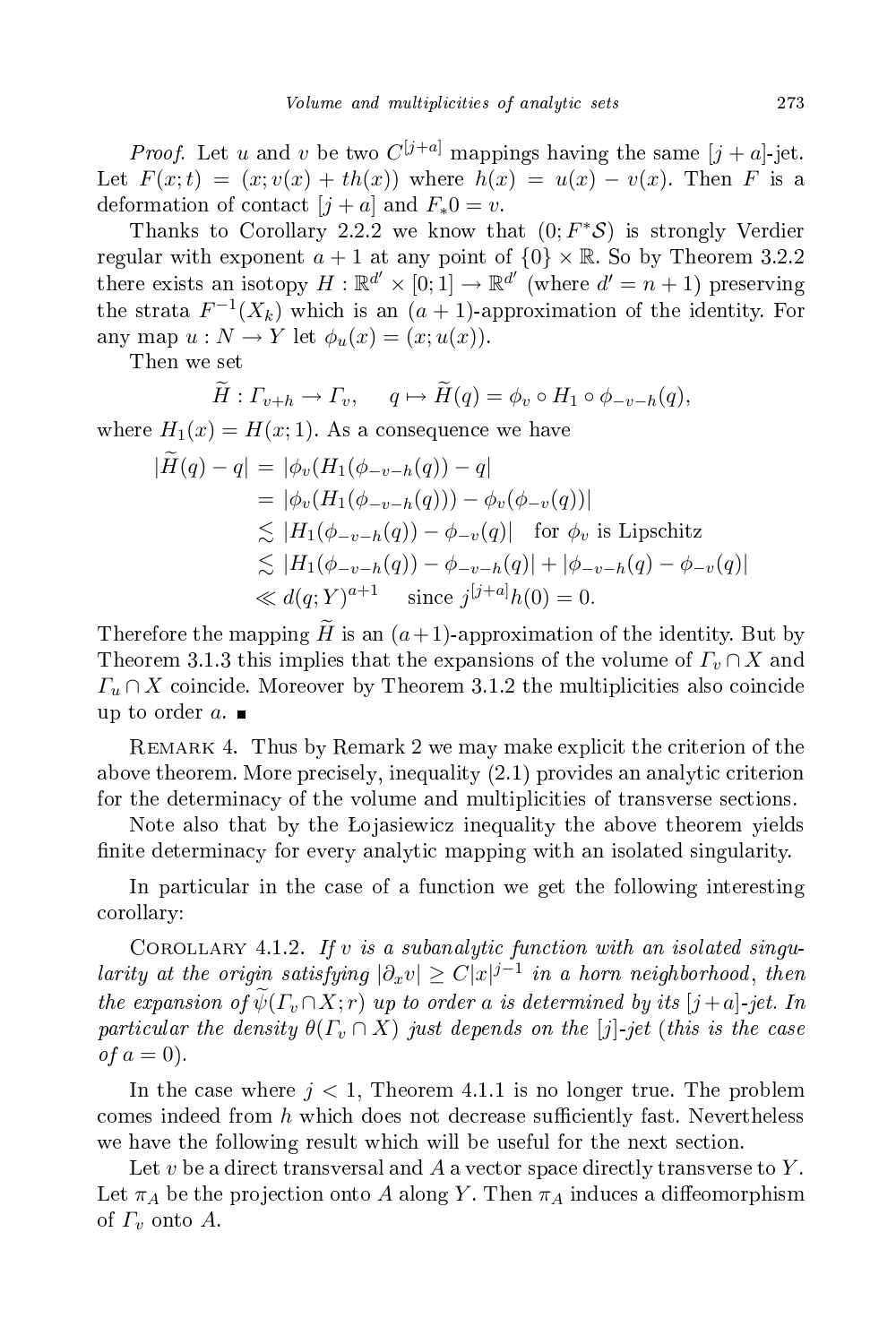*Proof.* Let $u$ and $v$ be two $C^{[j+a]}$ mappings having the same $[j+a]$-jet. Let $F(x;t) = (x; v(x) + th(x))$ where $h(x) = u(x) - v(x)$. Then $F$ is a deformation of contact $[j+a]$ and $F_*0 = v$.

Thanks to Corollary 2.2.2 we know that $(0; F^*\mathcal{S})$ is strongly Verdier regular with exponent $a+1$ at any point of $\{0\} \times \mathbb{R}$. So by Theorem 3.2.2 there exists an isotopy $H : \mathbb{R}^{d'} \times [0;1] \to \mathbb{R}^{d'}$ (where $d' = n+1$) preserving the strata $F^{-1}(X_k)$ which is an $(a+1)$-approximation of the identity. For any map $u : N \to Y$ let $\phi_u(x) = (x; u(x))$.

Then we set

$$\widetilde{H} : \Gamma_{v+h} \to \Gamma_v, \qquad q \mapsto \widetilde{H}(q) = \phi_v \circ H_1 \circ \phi_{-v-h}(q),$$

where $H_1(x) = H(x;1)$. As a consequence we have

$$\begin{aligned}
|\widetilde{H}(q) - q| &= |\phi_v(H_1(\phi_{-v-h}(q)) - q| \\
&= |\phi_v(H_1(\phi_{-v-h}(q))) - \phi_v(\phi_{-v}(q))| \\
&\lesssim |H_1(\phi_{-v-h}(q)) - \phi_{-v}(q)| \quad \text{for } \phi_v \text{ is Lipschitz} \\
&\lesssim |H_1(\phi_{-v-h}(q)) - \phi_{-v-h}(q)| + |\phi_{-v-h}(q) - \phi_{-v}(q)| \\
&\ll d(q;Y)^{a+1} \quad \text{ since } j^{[j+a]}h(0) = 0.
\end{aligned}$$

Therefore the mapping $\widetilde{H}$ is an $(a+1)$-approximation of the identity. But by Theorem 3.1.3 this implies that the expansions of the volume of $\Gamma_v \cap X$ and $\Gamma_u \cap X$ coincide. Moreover by Theorem 3.1.2 the multiplicities also coincide up to order $a$. ∎

Remark 4. Thus by Remark 2 we may make explicit the criterion of the above theorem. More precisely, inequality (2.1) provides an analytic criterion for the determinacy of the volume and multiplicities of transverse sections.

Note also that by the Łojasiewicz inequality the above theorem yields finite determinacy for every analytic mapping with an isolated singularity.

In particular in the case of a function we get the following interesting corollary:

Corollary 4.1.2. *If $v$ is a subanalytic function with an isolated singularity at the origin satisfying $|\partial_x v| \geq C|x|^{j-1}$ in a horn neighborhood, then the expansion of $\widetilde{\psi}(\Gamma_v \cap X; r)$ up to order $a$ is determined by its $[j+a]$-jet. In particular the density $\theta(\Gamma_v \cap X)$ just depends on the $[j]$-jet (this is the case of $a = 0$).*

In the case where $j < 1$, Theorem 4.1.1 is no longer true. The problem comes indeed from $h$ which does not decrease sufficiently fast. Nevertheless we have the following result which will be useful for the next section.

Let $v$ be a direct transversal and $A$ a vector space directly transverse to $Y$. Let $\pi_A$ be the projection onto $A$ along $Y$. Then $\pi_A$ induces a diffeomorphism of $\Gamma_v$ onto $A$.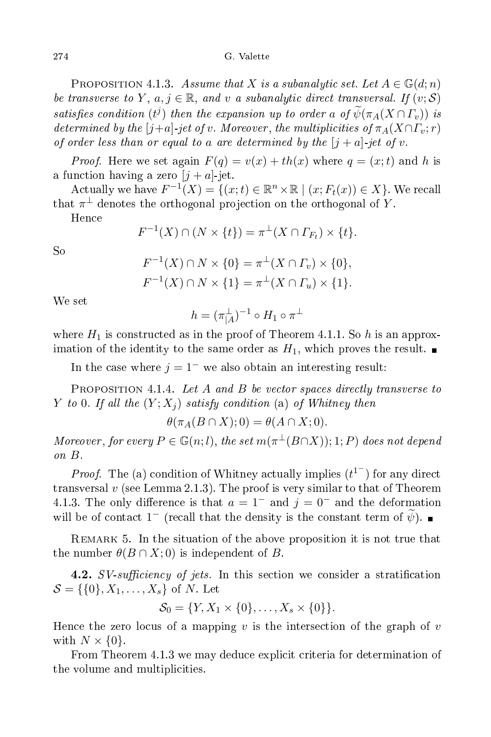PROPOSITION 4.1.3. *Assume that $X$ is a subanalytic set. Let $A \in \mathbb{G}(d;n)$ be transverse to $Y$, $a, j \in \mathbb{R}$, and $v$ a subanalytic direct transversal. If $(v;\mathcal{S})$ satisfies condition $(t^j)$ then the expansion up to order $a$ of $\widetilde{\psi}(\pi_A(X \cap \Gamma_v))$ is determined by the $[j+a]$-jet of $v$. Moreover, the multiplicities of $\pi_A(X \cap \Gamma_v; r)$ of order less than or equal to $a$ are determined by the $[j+a]$-jet of $v$.*

*Proof.* Here we set again $F(q) = v(x) + th(x)$ where $q = (x;t)$ and $h$ is a function having a zero $[j+a]$-jet.

Actually we have $F^{-1}(X) = \{(x;t) \in \mathbb{R}^n \times \mathbb{R} \mid (x; F_t(x)) \in X\}$. We recall that $\pi^{\perp}$ denotes the orthogonal projection on the orthogonal of $Y$.

Hence

$$F^{-1}(X) \cap (N \times \{t\}) = \pi^{\perp}(X \cap \Gamma_{F_t}) \times \{t\}.$$

So

$$F^{-1}(X) \cap N \times \{0\} = \pi^{\perp}(X \cap \Gamma_v) \times \{0\},$$
$$F^{-1}(X) \cap N \times \{1\} = \pi^{\perp}(X \cap \Gamma_u) \times \{1\}.$$

We set

$$h = (\pi^{\perp}_{|A})^{-1} \circ H_1 \circ \pi^{\perp}$$

where $H_1$ is constructed as in the proof of Theorem 4.1.1. So $h$ is an approximation of the identity to the same order as $H_1$, which proves the result. ∎

In the case where $j = 1^-$ we also obtain an interesting result:

PROPOSITION 4.1.4. *Let $A$ and $B$ be vector spaces directly transverse to $Y$ to $0$. If all the $(Y;X_j)$ satisfy condition* (a) *of Whitney then*

$$\theta(\pi_A(B \cap X);0) = \theta(A \cap X;0).$$

*Moreover, for every $P \in \mathbb{G}(n;l)$, the set $m(\pi^{\perp}(B \cap X));1;P)$ does not depend on $B$.*

*Proof.* The (a) condition of Whitney actually implies $(t^{1^-})$ for any direct transversal $v$ (see Lemma 2.1.3). The proof is very similar to that of Theorem 4.1.3. The only difference is that $a = 1^-$ and $j = 0^-$ and the deformation will be of contact $1^-$ (recall that the density is the constant term of $\widetilde{\psi}$). ∎

REMARK 5. In the situation of the above proposition it is not true that the number $\theta(B \cap X;0)$ is independent of $B$.

**4.2.** *SV-sufficiency of jets.* In this section we consider a stratification $\mathcal{S} = \{\{0\}, X_1, \ldots, X_s\}$ of $N$. Let

$$\mathcal{S}_0 = \{Y, X_1 \times \{0\}, \ldots, X_s \times \{0\}\}.$$

Hence the zero locus of a mapping $v$ is the intersection of the graph of $v$ with $N \times \{0\}$.

From Theorem 4.1.3 we may deduce explicit criteria for determination of the volume and multiplicities.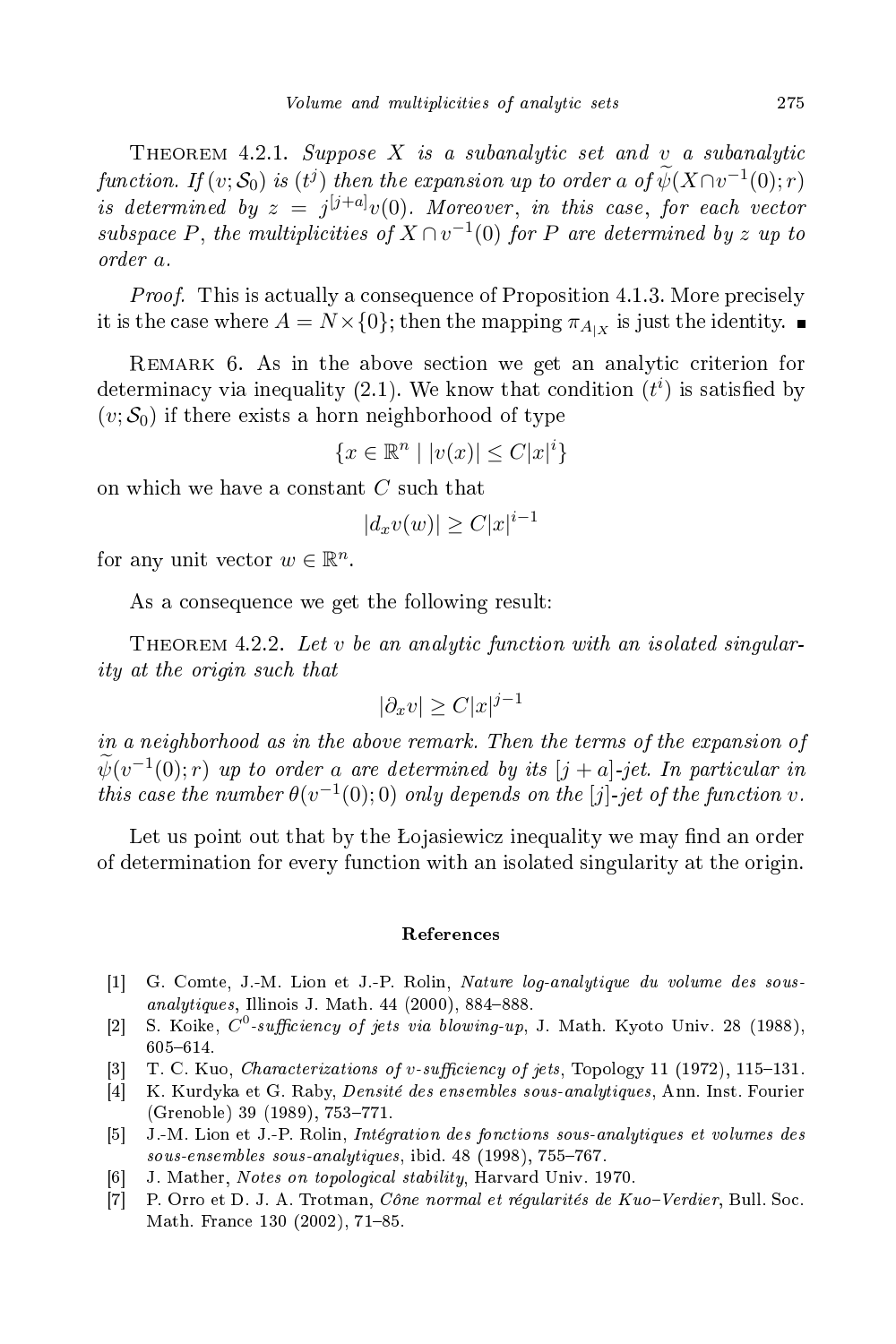Theorem 4.2.1. *Suppose $X$ is a subanalytic set and $v$ a subanalytic function. If $(v; \mathcal{S}_0)$ is $(t^j)$ then the expansion up to order $a$ of $\widetilde{\psi}(X \cap v^{-1}(0); r)$ is determined by $z = j^{[j+a]}v(0)$. Moreover, in this case, for each vector subspace $P$, the multiplicities of $X \cap v^{-1}(0)$ for $P$ are determined by $z$ up to order $a$.*

*Proof.* This is actually a consequence of Proposition 4.1.3. More precisely it is the case where $A = N \times \{0\}$; then the mapping $\pi_{A_{|X}}$ is just the identity. ■

Remark 6. As in the above section we get an analytic criterion for determinacy via inequality (2.1). We know that condition $(t^i)$ is satisfied by $(v; \mathcal{S}_0)$ if there exists a horn neighborhood of type

$$\{x \in \mathbb{R}^n \mid |v(x)| \le C|x|^i\}$$

on which we have a constant $C$ such that

$$|d_x v(w)| \ge C|x|^{i-1}$$

for any unit vector $w \in \mathbb{R}^n$.

As a consequence we get the following result:

Theorem 4.2.2. *Let $v$ be an analytic function with an isolated singularity at the origin such that*

$$|\partial_x v| \ge C|x|^{j-1}$$

*in a neighborhood as in the above remark. Then the terms of the expansion of $\widetilde{\psi}(v^{-1}(0); r)$ up to order $a$ are determined by its $[j+a]$-jet. In particular in this case the number $\theta(v^{-1}(0); 0)$ only depends on the $[j]$-jet of the function $v$.*

Let us point out that by the Łojasiewicz inequality we may find an order of determination for every function with an isolated singularity at the origin.

## References

[1] G. Comte, J.-M. Lion et J.-P. Rolin, *Nature log-analytique du volume des sous-analytiques*, Illinois J. Math. 44 (2000), 884–888.

[2] S. Koike, *$C^0$-sufficiency of jets via blowing-up*, J. Math. Kyoto Univ. 28 (1988), 605–614.

[3] T. C. Kuo, *Characterizations of v-sufficiency of jets*, Topology 11 (1972), 115–131.

[4] K. Kurdyka et G. Raby, *Densité des ensembles sous-analytiques*, Ann. Inst. Fourier (Grenoble) 39 (1989), 753–771.

[5] J.-M. Lion et J.-P. Rolin, *Intégration des fonctions sous-analytiques et volumes des sous-ensembles sous-analytiques*, ibid. 48 (1998), 755–767.

[6] J. Mather, *Notes on topological stability*, Harvard Univ. 1970.

[7] P. Orro et D. J. A. Trotman, *Cône normal et régularités de Kuo–Verdier*, Bull. Soc. Math. France 130 (2002), 71–85.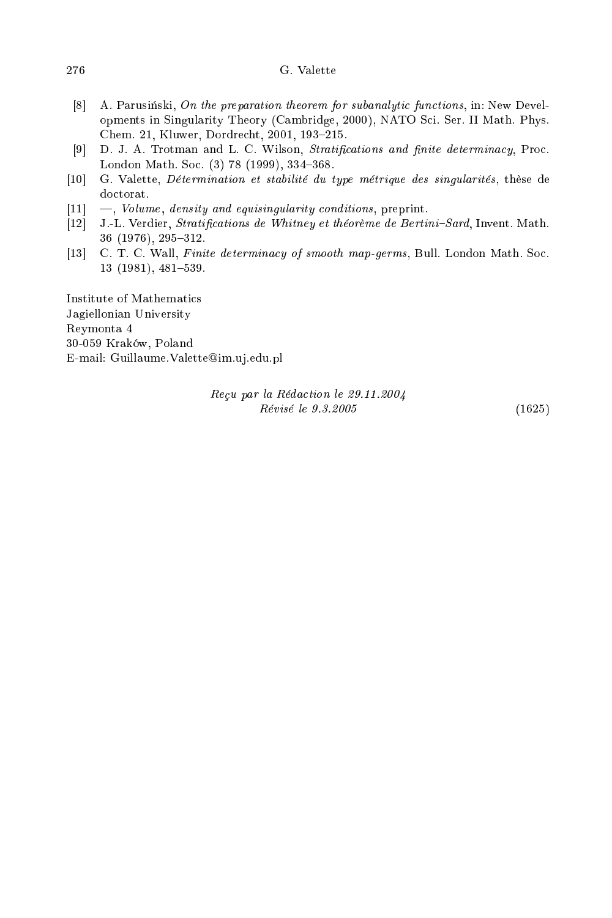[8] A. Parusiński, *On the preparation theorem for subanalytic functions*, in: New Developments in Singularity Theory (Cambridge, 2000), NATO Sci. Ser. II Math. Phys. Chem. 21, Kluwer, Dordrecht, 2001, 193–215.

[9] D. J. A. Trotman and L. C. Wilson, *Stratifications and finite determinacy*, Proc. London Math. Soc. (3) 78 (1999), 334–368.

[10] G. Valette, *Détermination et stabilité du type métrique des singularités*, thèse de doctorat.

[11] —, *Volume, density and equisingularity conditions*, preprint.

[12] J.-L. Verdier, *Stratifications de Whitney et théorème de Bertini–Sard*, Invent. Math. 36 (1976), 295–312.

[13] C. T. C. Wall, *Finite determinacy of smooth map-germs*, Bull. London Math. Soc. 13 (1981), 481–539.

Institute of Mathematics
Jagiellonian University
Reymonta 4
30-059 Kraków, Poland
E-mail: Guillaume.Valette@im.uj.edu.pl

*Reçu par la Rédaction le 29.11.2004*
*Révisé le 9.3.2005* (1625)